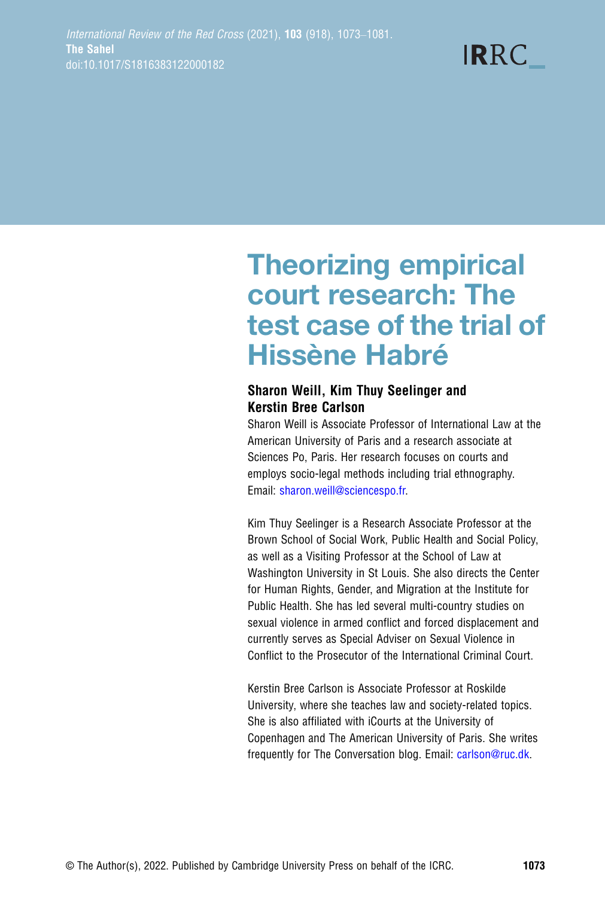# Theorizing empirical court research: The test case of the trial of Hissène Habré

**Sharon Weill, Kim Thuy Seelinger and Kerstin Bree Carlson**

Sharon Weill is Associate Professor of International Law at the American University of Paris and a research associate at Sciences Po, Paris. Her research focuses on courts and employs socio-legal methods including trial ethnography. Email: sharon.weill@sciencespo.fr.

Kim Thuy Seelinger is a Research Associate Professor at the Brown School of Social Work, Public Health and Social Policy, as well as a Visiting Professor at the School of Law at Washington University in St Louis. She also directs the Center for Human Rights, Gender, and Migration at the Institute for Public Health. She has led several multi-country studies on sexual violence in armed conflict and forced displacement and currently serves as Special Adviser on Sexual Violence in Conflict to the Prosecutor of the International Criminal Court.

Kerstin Bree Carlson is Associate Professor at Roskilde University, where she teaches law and society-related topics. She is also affiliated with iCourts at the University of Copenhagen and The American University of Paris. She writes frequently for The Conversation blog. Email: carlson@ruc.dk.

© The Author(s), 2022. Published by Cambridge University Press on behalf of the ICRC.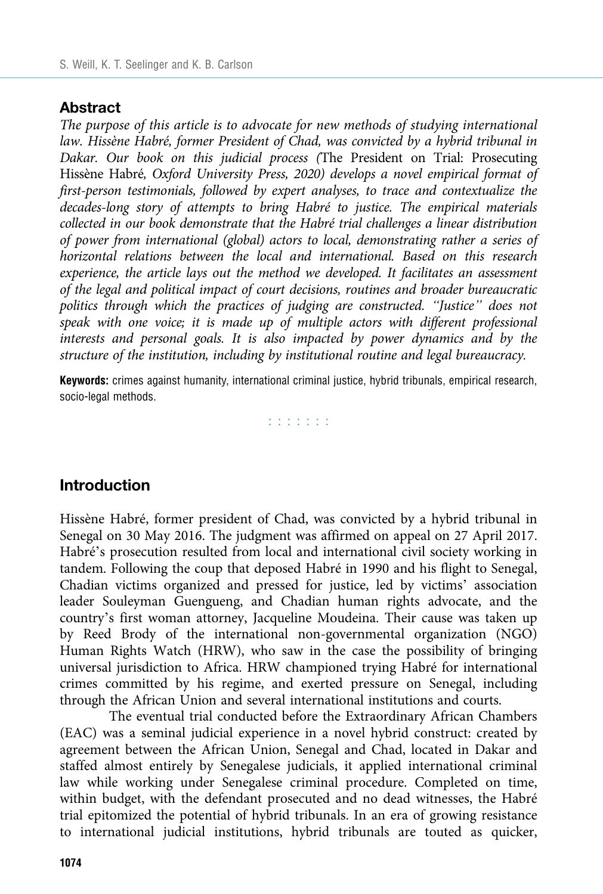## Abstract

*The purpose of this article is to advocate for new methods of studying international law. Hissène Habré, former President of Chad, was convicted by a hybrid tribunal in Dakar. Our book on this judicial process (*The President on Trial: Prosecuting Hissène Habré*, Oxford University Press, 2020) develops a novel empirical format of first-person testimonials, followed by expert analyses, to trace and contextualize the decades-long story of attempts to bring Habré to justice. The empirical materials collected in our book demonstrate that the Habré trial challenges a linear distribution of power from international (global) actors to local, demonstrating rather a series of horizontal relations between the local and international. Based on this research experience, the article lays out the method we developed. It facilitates an assessment of the legal and political impact of court decisions, routines and broader bureaucratic politics through which the practices of judging are constructed. "Justice" does not speak with one voice; it is made up of multiple actors with different professional interests and personal goals. It is also impacted by power dynamics and by the structure of the institution, including by institutional routine and legal bureaucracy.*

**Keywords:** crimes against humanity, international criminal justice, hybrid tribunals, empirical research, socio-legal methods.

## Introduction

Hissène Habré, former president of Chad, was convicted by a hybrid tribunal in Senegal on 30 May 2016. The judgment was affirmed on appeal on 27 April 2017. Habré's prosecution resulted from local and international civil society working in tandem. Following the coup that deposed Habré in 1990 and his flight to Senegal, Chadian victims organized and pressed for justice, led by victims' association leader Souleyman Guengueng, and Chadian human rights advocate, and the country's first woman attorney, Jacqueline Moudeina. Their cause was taken up by Reed Brody of the international non-governmental organization (NGO) Human Rights Watch (HRW), who saw in the case the possibility of bringing universal jurisdiction to Africa. HRW championed trying Habré for international crimes committed by his regime, and exerted pressure on Senegal, including through the African Union and several international institutions and courts.

The eventual trial conducted before the Extraordinary African Chambers (EAC) was a seminal judicial experience in a novel hybrid construct: created by agreement between the African Union, Senegal and Chad, located in Dakar and staffed almost entirely by Senegalese judicials, it applied international criminal law while working under Senegalese criminal procedure. Completed on time, within budget, with the defendant prosecuted and no dead witnesses, the Habré trial epitomized the potential of hybrid tribunals. In an era of growing resistance to international judicial institutions, hybrid tribunals are touted as quicker,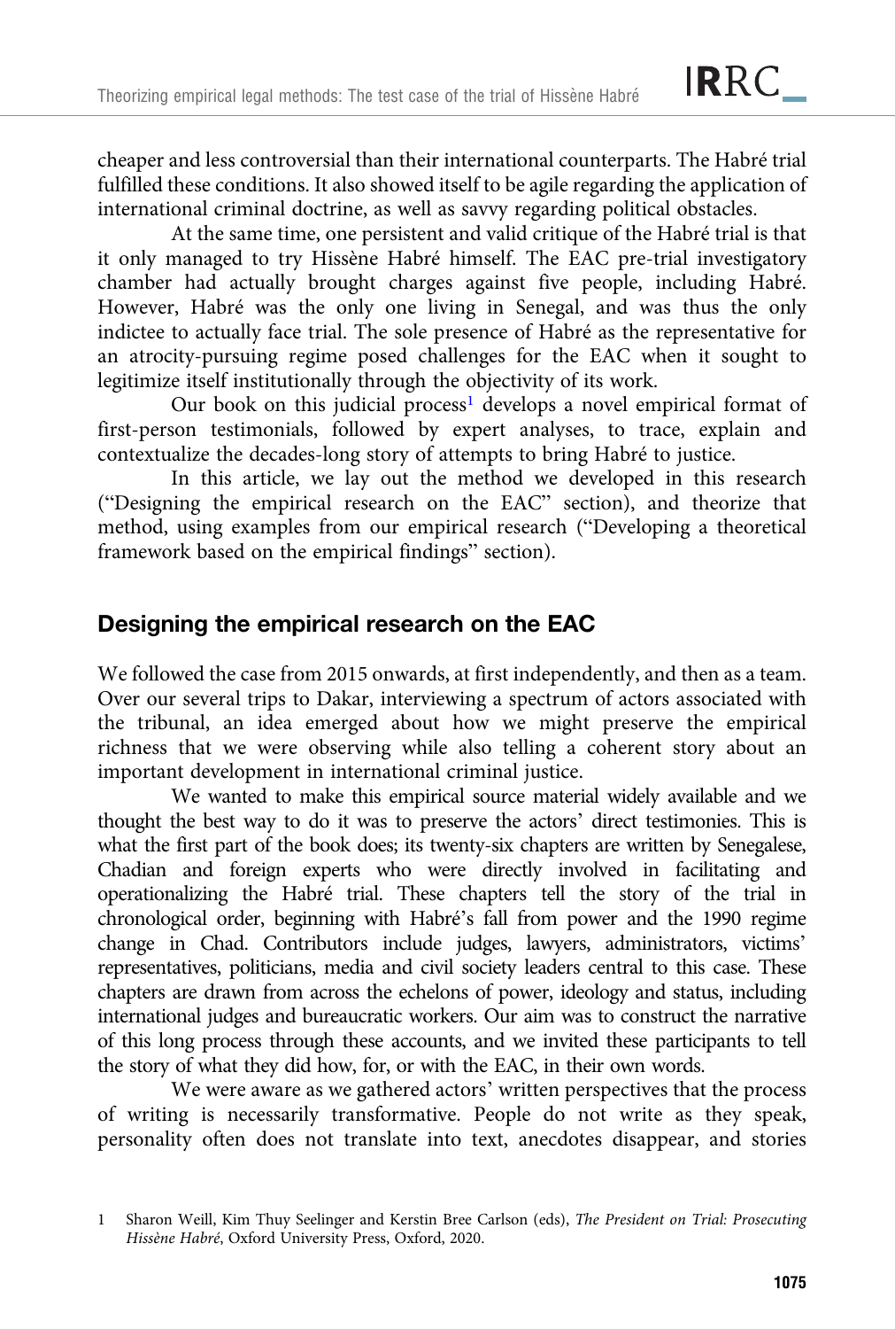cheaper and less controversial than their international counterparts. The Habré trial fulfilled these conditions. It also showed itself to be agile regarding the application of international criminal doctrine, as well as savvy regarding political obstacles.

At the same time, one persistent and valid critique of the Habré trial is that it only managed to try Hissène Habré himself. The EAC pre-trial investigatory chamber had actually brought charges against five people, including Habré. However, Habré was the only one living in Senegal, and was thus the only indictee to actually face trial. The sole presence of Habré as the representative for an atrocity-pursuing regime posed challenges for the EAC when it sought to legitimize itself institutionally through the objectivity of its work.

Our book on this judicial process[1] develops a novel empirical format of first-person testimonials, followed by expert analyses, to trace, explain and contextualize the decades-long story of attempts to bring Habré to justice.

In this article, we lay out the method we developed in this research ("Designing the empirical research on the EAC" section), and theorize that method, using examples from our empirical research ("Developing a theoretical framework based on the empirical findings" section).

## Designing the empirical research on the EAC

We followed the case from 2015 onwards, at first independently, and then as a team. Over our several trips to Dakar, interviewing a spectrum of actors associated with the tribunal, an idea emerged about how we might preserve the empirical richness that we were observing while also telling a coherent story about an important development in international criminal justice.

We wanted to make this empirical source material widely available and we thought the best way to do it was to preserve the actors' direct testimonies. This is what the first part of the book does; its twenty-six chapters are written by Senegalese, Chadian and foreign experts who were directly involved in facilitating and operationalizing the Habré trial. These chapters tell the story of the trial in chronological order, beginning with Habré's fall from power and the 1990 regime change in Chad. Contributors include judges, lawyers, administrators, victims' representatives, politicians, media and civil society leaders central to this case. These chapters are drawn from across the echelons of power, ideology and status, including international judges and bureaucratic workers. Our aim was to construct the narrative of this long process through these accounts, and we invited these participants to tell the story of what they did how, for, or with the EAC, in their own words.

We were aware as we gathered actors' written perspectives that the process of writing is necessarily transformative. People do not write as they speak, personality often does not translate into text, anecdotes disappear, and stories

1 Sharon Weill, Kim Thuy Seelinger and Kerstin Bree Carlson (eds), *The President on Trial: Prosecuting Hissène Habré*, Oxford University Press, Oxford, 2020.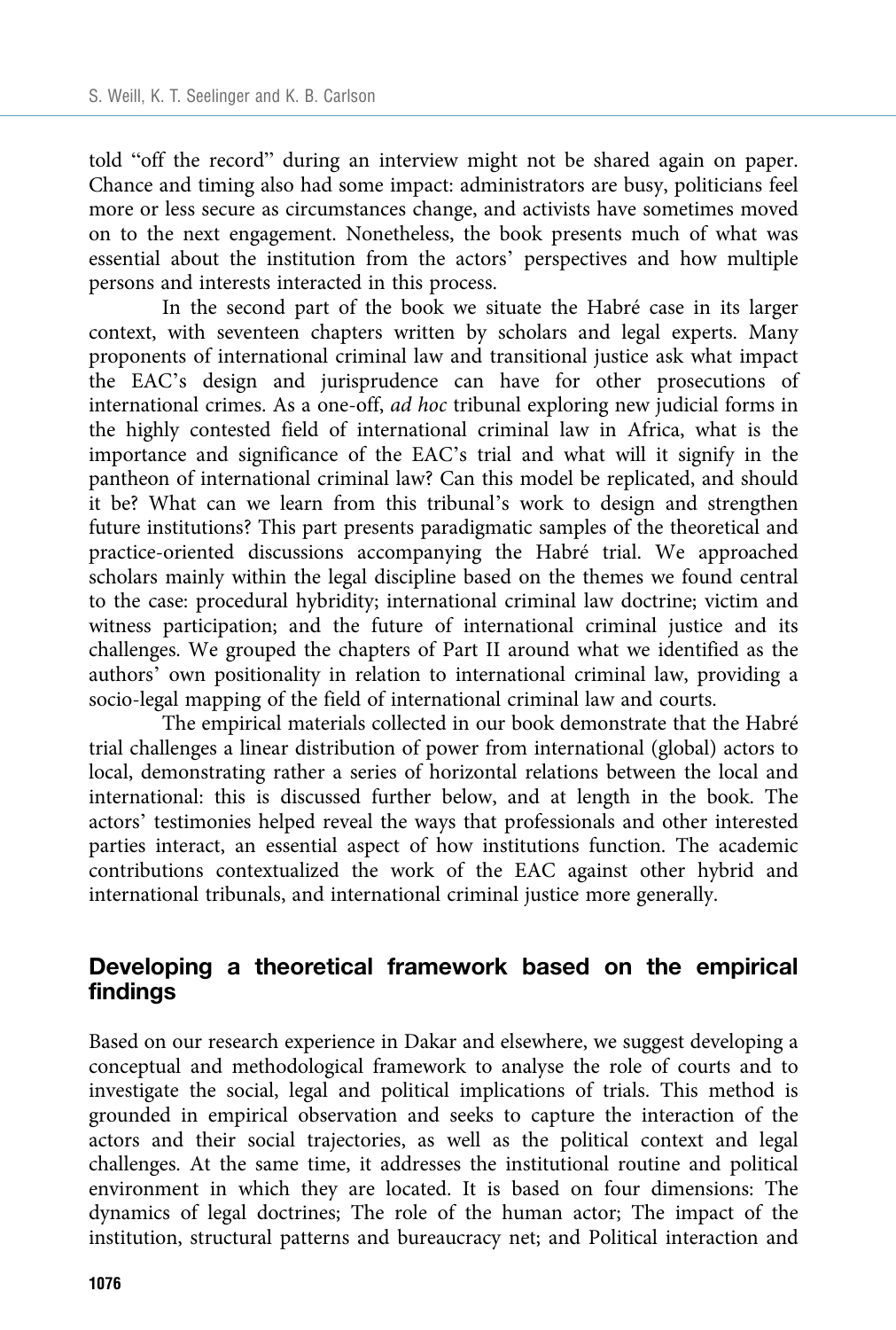told "off the record" during an interview might not be shared again on paper. Chance and timing also had some impact: administrators are busy, politicians feel more or less secure as circumstances change, and activists have sometimes moved on to the next engagement. Nonetheless, the book presents much of what was essential about the institution from the actors' perspectives and how multiple persons and interests interacted in this process.

In the second part of the book we situate the Habré case in its larger context, with seventeen chapters written by scholars and legal experts. Many proponents of international criminal law and transitional justice ask what impact the EAC's design and jurisprudence can have for other prosecutions of international crimes. As a one-off, *ad hoc* tribunal exploring new judicial forms in the highly contested field of international criminal law in Africa, what is the importance and significance of the EAC's trial and what will it signify in the pantheon of international criminal law? Can this model be replicated, and should it be? What can we learn from this tribunal's work to design and strengthen future institutions? This part presents paradigmatic samples of the theoretical and practice-oriented discussions accompanying the Habré trial. We approached scholars mainly within the legal discipline based on the themes we found central to the case: procedural hybridity; international criminal law doctrine; victim and witness participation; and the future of international criminal justice and its challenges. We grouped the chapters of Part II around what we identified as the authors' own positionality in relation to international criminal law, providing a socio-legal mapping of the field of international criminal law and courts.

The empirical materials collected in our book demonstrate that the Habré trial challenges a linear distribution of power from international (global) actors to local, demonstrating rather a series of horizontal relations between the local and international: this is discussed further below, and at length in the book. The actors' testimonies helped reveal the ways that professionals and other interested parties interact, an essential aspect of how institutions function. The academic contributions contextualized the work of the EAC against other hybrid and international tribunals, and international criminal justice more generally.

## Developing a theoretical framework based on the empirical findings

Based on our research experience in Dakar and elsewhere, we suggest developing a conceptual and methodological framework to analyse the role of courts and to investigate the social, legal and political implications of trials. This method is grounded in empirical observation and seeks to capture the interaction of the actors and their social trajectories, as well as the political context and legal challenges. At the same time, it addresses the institutional routine and political environment in which they are located. It is based on four dimensions: The dynamics of legal doctrines; The role of the human actor; The impact of the institution, structural patterns and bureaucracy net; and Political interaction and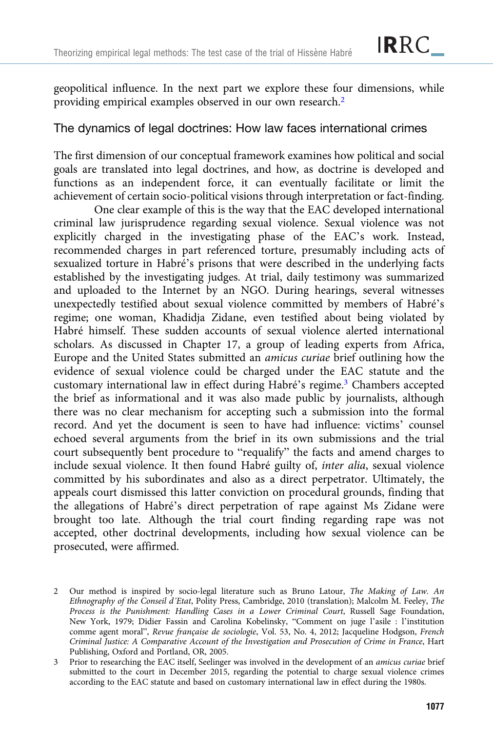geopolitical influence. In the next part we explore these four dimensions, while providing empirical examples observed in our own research.[2]

## The dynamics of legal doctrines: How law faces international crimes

The first dimension of our conceptual framework examines how political and social goals are translated into legal doctrines, and how, as doctrine is developed and functions as an independent force, it can eventually facilitate or limit the achievement of certain socio-political visions through interpretation or fact-finding.

One clear example of this is the way that the EAC developed international criminal law jurisprudence regarding sexual violence. Sexual violence was not explicitly charged in the investigating phase of the EAC's work. Instead, recommended charges in part referenced torture, presumably including acts of sexualized torture in Habré's prisons that were described in the underlying facts established by the investigating judges. At trial, daily testimony was summarized and uploaded to the Internet by an NGO. During hearings, several witnesses unexpectedly testified about sexual violence committed by members of Habré's regime; one woman, Khadidja Zidane, even testified about being violated by Habré himself. These sudden accounts of sexual violence alerted international scholars. As discussed in Chapter 17, a group of leading experts from Africa, Europe and the United States submitted an *amicus curiae* brief outlining how the evidence of sexual violence could be charged under the EAC statute and the customary international law in effect during Habré's regime.[3] Chambers accepted the brief as informational and it was also made public by journalists, although there was no clear mechanism for accepting such a submission into the formal record. And yet the document is seen to have had influence: victims' counsel echoed several arguments from the brief in its own submissions and the trial court subsequently bent procedure to "requalify" the facts and amend charges to include sexual violence. It then found Habré guilty of, *inter alia*, sexual violence committed by his subordinates and also as a direct perpetrator. Ultimately, the appeals court dismissed this latter conviction on procedural grounds, finding that the allegations of Habré's direct perpetration of rape against Ms Zidane were brought too late. Although the trial court finding regarding rape was not accepted, other doctrinal developments, including how sexual violence can be prosecuted, were affirmed.

2 Our method is inspired by socio-legal literature such as Bruno Latour, *The Making of Law. An Ethnography of the Conseil d'Etat*, Polity Press, Cambridge, 2010 (translation); Malcolm M. Feeley, *The Process is the Punishment: Handling Cases in a Lower Criminal Court*, Russell Sage Foundation, New York, 1979; Didier Fassin and Carolina Kobelinsky, "Comment on juge l'asile : l'institution comme agent moral", *Revue française de sociologie*, Vol. 53, No. 4, 2012; Jacqueline Hodgson, *French Criminal Justice: A Comparative Account of the Investigation and Prosecution of Crime in France*, Hart Publishing, Oxford and Portland, OR, 2005.

3 Prior to researching the EAC itself, Seelinger was involved in the development of an *amicus curiae* brief submitted to the court in December 2015, regarding the potential to charge sexual violence crimes according to the EAC statute and based on customary international law in effect during the 1980s.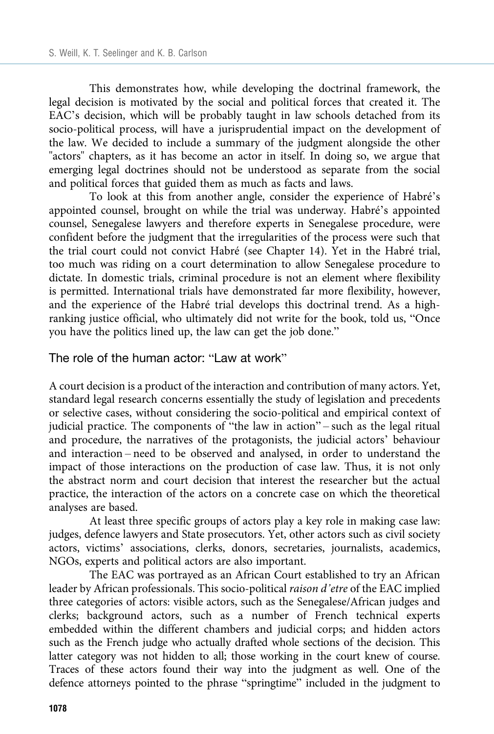This demonstrates how, while developing the doctrinal framework, the legal decision is motivated by the social and political forces that created it. The EAC's decision, which will be probably taught in law schools detached from its socio-political process, will have a jurisprudential impact on the development of the law. We decided to include a summary of the judgment alongside the other "actors" chapters, as it has become an actor in itself. In doing so, we argue that emerging legal doctrines should not be understood as separate from the social and political forces that guided them as much as facts and laws.

To look at this from another angle, consider the experience of Habré's appointed counsel, brought on while the trial was underway. Habré's appointed counsel, Senegalese lawyers and therefore experts in Senegalese procedure, were confident before the judgment that the irregularities of the process were such that the trial court could not convict Habré (see Chapter 14). Yet in the Habré trial, too much was riding on a court determination to allow Senegalese procedure to dictate. In domestic trials, criminal procedure is not an element where flexibility is permitted. International trials have demonstrated far more flexibility, however, and the experience of the Habré trial develops this doctrinal trend. As a high-ranking justice official, who ultimately did not write for the book, told us, "Once you have the politics lined up, the law can get the job done."

## The role of the human actor: "Law at work"

A court decision is a product of the interaction and contribution of many actors. Yet, standard legal research concerns essentially the study of legislation and precedents or selective cases, without considering the socio-political and empirical context of judicial practice. The components of "the law in action" – such as the legal ritual and procedure, the narratives of the protagonists, the judicial actors' behaviour and interaction – need to be observed and analysed, in order to understand the impact of those interactions on the production of case law. Thus, it is not only the abstract norm and court decision that interest the researcher but the actual practice, the interaction of the actors on a concrete case on which the theoretical analyses are based.

At least three specific groups of actors play a key role in making case law: judges, defence lawyers and State prosecutors. Yet, other actors such as civil society actors, victims' associations, clerks, donors, secretaries, journalists, academics, NGOs, experts and political actors are also important.

The EAC was portrayed as an African Court established to try an African leader by African professionals. This socio-political *raison d'etre* of the EAC implied three categories of actors: visible actors, such as the Senegalese/African judges and clerks; background actors, such as a number of French technical experts embedded within the different chambers and judicial corps; and hidden actors such as the French judge who actually drafted whole sections of the decision. This latter category was not hidden to all; those working in the court knew of course. Traces of these actors found their way into the judgment as well. One of the defence attorneys pointed to the phrase "springtime" included in the judgment to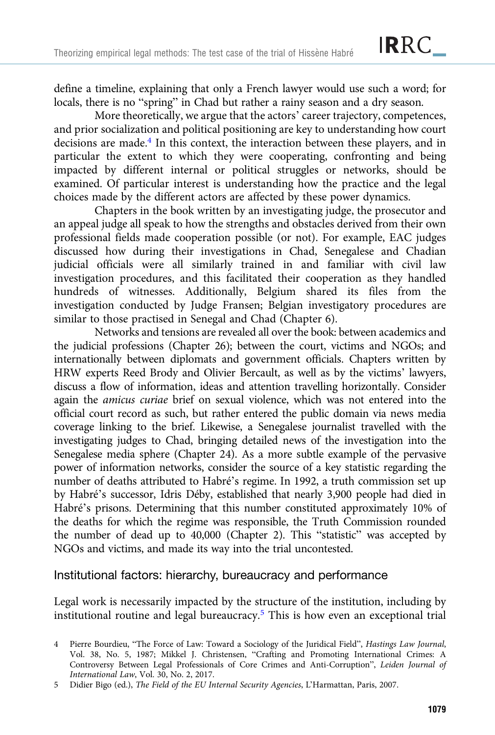define a timeline, explaining that only a French lawyer would use such a word; for locals, there is no "spring" in Chad but rather a rainy season and a dry season.

More theoretically, we argue that the actors' career trajectory, competences, and prior socialization and political positioning are key to understanding how court decisions are made.[4] In this context, the interaction between these players, and in particular the extent to which they were cooperating, confronting and being impacted by different internal or political struggles or networks, should be examined. Of particular interest is understanding how the practice and the legal choices made by the different actors are affected by these power dynamics.

Chapters in the book written by an investigating judge, the prosecutor and an appeal judge all speak to how the strengths and obstacles derived from their own professional fields made cooperation possible (or not). For example, EAC judges discussed how during their investigations in Chad, Senegalese and Chadian judicial officials were all similarly trained in and familiar with civil law investigation procedures, and this facilitated their cooperation as they handled hundreds of witnesses. Additionally, Belgium shared its files from the investigation conducted by Judge Fransen; Belgian investigatory procedures are similar to those practised in Senegal and Chad (Chapter 6).

Networks and tensions are revealed all over the book: between academics and the judicial professions (Chapter 26); between the court, victims and NGOs; and internationally between diplomats and government officials. Chapters written by HRW experts Reed Brody and Olivier Bercault, as well as by the victims' lawyers, discuss a flow of information, ideas and attention travelling horizontally. Consider again the *amicus curiae* brief on sexual violence, which was not entered into the official court record as such, but rather entered the public domain via news media coverage linking to the brief. Likewise, a Senegalese journalist travelled with the investigating judges to Chad, bringing detailed news of the investigation into the Senegalese media sphere (Chapter 24). As a more subtle example of the pervasive power of information networks, consider the source of a key statistic regarding the number of deaths attributed to Habré's regime. In 1992, a truth commission set up by Habré's successor, Idris Déby, established that nearly 3,900 people had died in Habré's prisons. Determining that this number constituted approximately 10% of the deaths for which the regime was responsible, the Truth Commission rounded the number of dead up to 40,000 (Chapter 2). This "statistic" was accepted by NGOs and victims, and made its way into the trial uncontested.

## Institutional factors: hierarchy, bureaucracy and performance

Legal work is necessarily impacted by the structure of the institution, including by institutional routine and legal bureaucracy.[5] This is how even an exceptional trial

4 Pierre Bourdieu, "The Force of Law: Toward a Sociology of the Juridical Field", *Hastings Law Journal*, Vol. 38, No. 5, 1987; Mikkel J. Christensen, "Crafting and Promoting International Crimes: A Controversy Between Legal Professionals of Core Crimes and Anti-Corruption", *Leiden Journal of International Law*, Vol. 30, No. 2, 2017.

5 Didier Bigo (ed.), *The Field of the EU Internal Security Agencies*, L'Harmattan, Paris, 2007.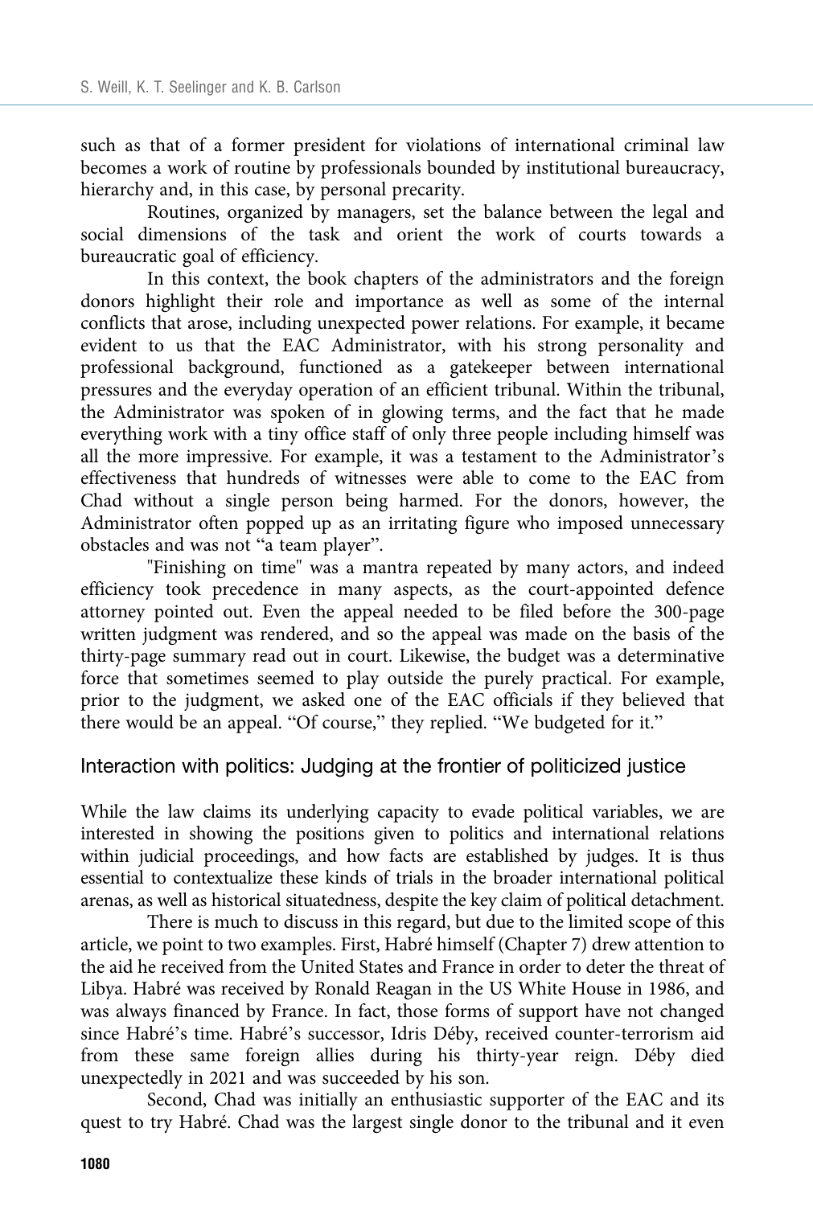such as that of a former president for violations of international criminal law becomes a work of routine by professionals bounded by institutional bureaucracy, hierarchy and, in this case, by personal precarity.

Routines, organized by managers, set the balance between the legal and social dimensions of the task and orient the work of courts towards a bureaucratic goal of efficiency.

In this context, the book chapters of the administrators and the foreign donors highlight their role and importance as well as some of the internal conflicts that arose, including unexpected power relations. For example, it became evident to us that the EAC Administrator, with his strong personality and professional background, functioned as a gatekeeper between international pressures and the everyday operation of an efficient tribunal. Within the tribunal, the Administrator was spoken of in glowing terms, and the fact that he made everything work with a tiny office staff of only three people including himself was all the more impressive. For example, it was a testament to the Administrator's effectiveness that hundreds of witnesses were able to come to the EAC from Chad without a single person being harmed. For the donors, however, the Administrator often popped up as an irritating figure who imposed unnecessary obstacles and was not "a team player".

"Finishing on time" was a mantra repeated by many actors, and indeed efficiency took precedence in many aspects, as the court-appointed defence attorney pointed out. Even the appeal needed to be filed before the 300-page written judgment was rendered, and so the appeal was made on the basis of the thirty-page summary read out in court. Likewise, the budget was a determinative force that sometimes seemed to play outside the purely practical. For example, prior to the judgment, we asked one of the EAC officials if they believed that there would be an appeal. "Of course," they replied. "We budgeted for it."

## Interaction with politics: Judging at the frontier of politicized justice

While the law claims its underlying capacity to evade political variables, we are interested in showing the positions given to politics and international relations within judicial proceedings, and how facts are established by judges. It is thus essential to contextualize these kinds of trials in the broader international political arenas, as well as historical situatedness, despite the key claim of political detachment.

There is much to discuss in this regard, but due to the limited scope of this article, we point to two examples. First, Habré himself (Chapter 7) drew attention to the aid he received from the United States and France in order to deter the threat of Libya. Habré was received by Ronald Reagan in the US White House in 1986, and was always financed by France. In fact, those forms of support have not changed since Habré's time. Habré's successor, Idris Déby, received counter-terrorism aid from these same foreign allies during his thirty-year reign. Déby died unexpectedly in 2021 and was succeeded by his son.

Second, Chad was initially an enthusiastic supporter of the EAC and its quest to try Habré. Chad was the largest single donor to the tribunal and it even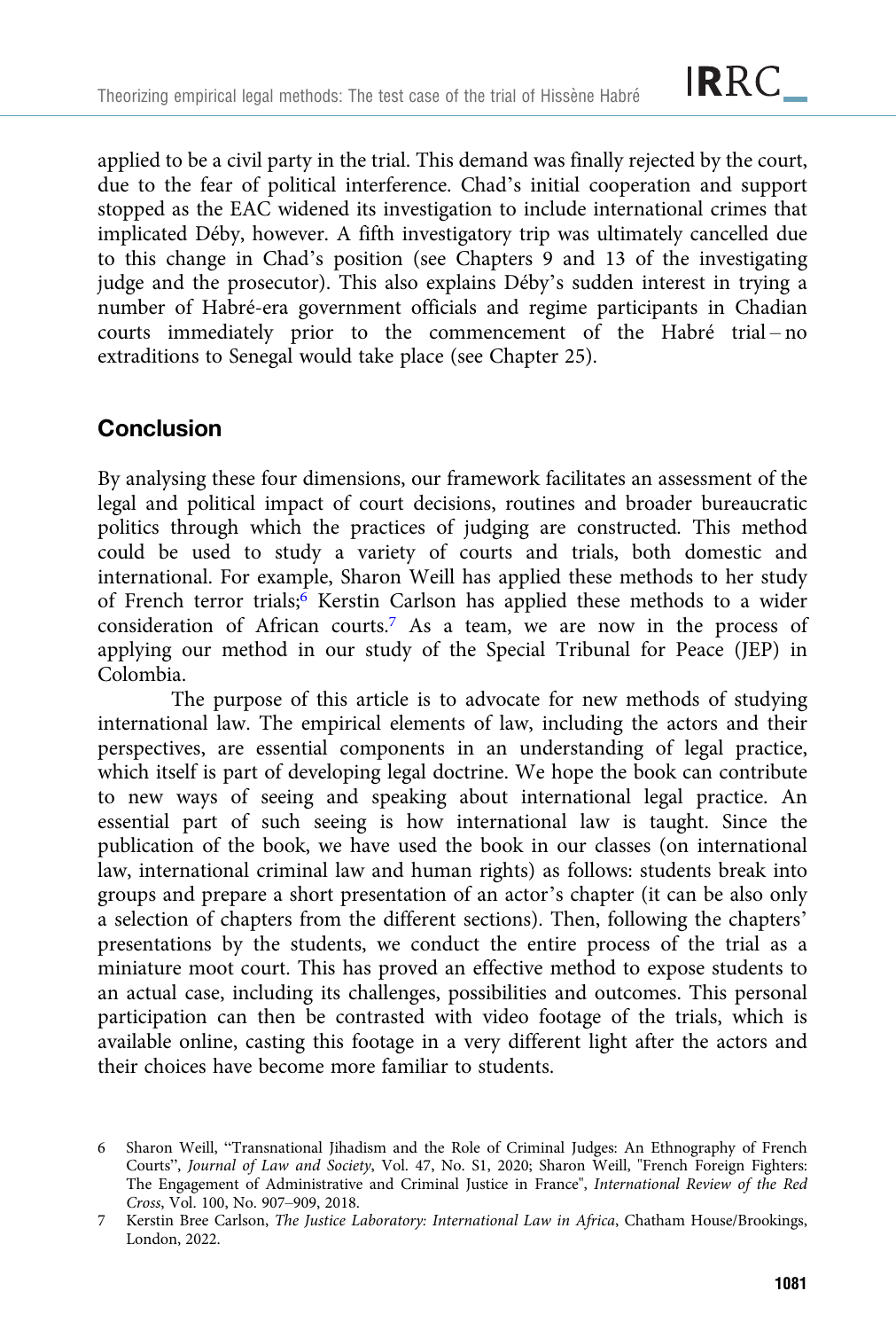applied to be a civil party in the trial. This demand was finally rejected by the court, due to the fear of political interference. Chad's initial cooperation and support stopped as the EAC widened its investigation to include international crimes that implicated Déby, however. A fifth investigatory trip was ultimately cancelled due to this change in Chad's position (see Chapters 9 and 13 of the investigating judge and the prosecutor). This also explains Déby's sudden interest in trying a number of Habré-era government officials and regime participants in Chadian courts immediately prior to the commencement of the Habré trial – no extraditions to Senegal would take place (see Chapter 25).

## Conclusion

By analysing these four dimensions, our framework facilitates an assessment of the legal and political impact of court decisions, routines and broader bureaucratic politics through which the practices of judging are constructed. This method could be used to study a variety of courts and trials, both domestic and international. For example, Sharon Weill has applied these methods to her study of French terror trials;[6] Kerstin Carlson has applied these methods to a wider consideration of African courts.[7] As a team, we are now in the process of applying our method in our study of the Special Tribunal for Peace (JEP) in Colombia.

The purpose of this article is to advocate for new methods of studying international law. The empirical elements of law, including the actors and their perspectives, are essential components in an understanding of legal practice, which itself is part of developing legal doctrine. We hope the book can contribute to new ways of seeing and speaking about international legal practice. An essential part of such seeing is how international law is taught. Since the publication of the book, we have used the book in our classes (on international law, international criminal law and human rights) as follows: students break into groups and prepare a short presentation of an actor's chapter (it can be also only a selection of chapters from the different sections). Then, following the chapters' presentations by the students, we conduct the entire process of the trial as a miniature moot court. This has proved an effective method to expose students to an actual case, including its challenges, possibilities and outcomes. This personal participation can then be contrasted with video footage of the trials, which is available online, casting this footage in a very different light after the actors and their choices have become more familiar to students.

6 Sharon Weill, "Transnational Jihadism and the Role of Criminal Judges: An Ethnography of French Courts", *Journal of Law and Society*, Vol. 47, No. S1, 2020; Sharon Weill, "French Foreign Fighters: The Engagement of Administrative and Criminal Justice in France", *International Review of the Red Cross*, Vol. 100, No. 907–909, 2018.

7 Kerstin Bree Carlson, *The Justice Laboratory: International Law in Africa*, Chatham House/Brookings, London, 2022.